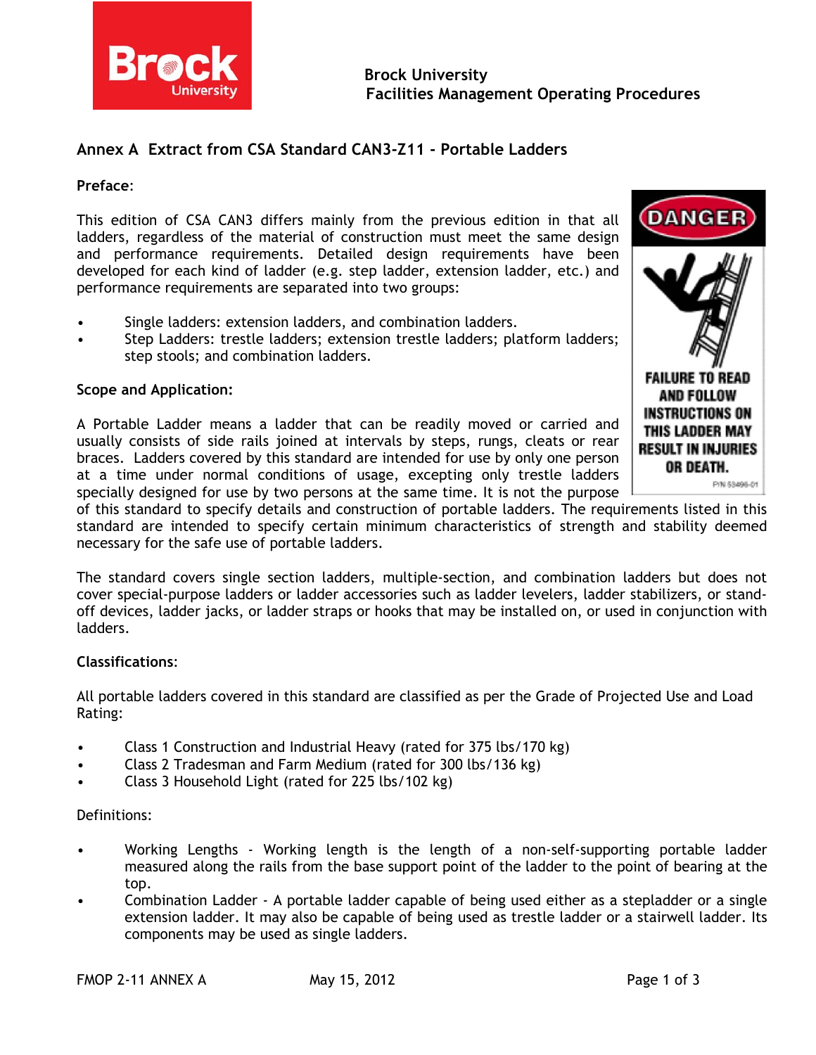Brock University
Facilities Management Operating Procedures

## Annex A Extract from CSA Standard CAN3-Z11 - Portable Ladders

**Preface**:

This edition of CSA CAN3 differs mainly from the previous edition in that all ladders, regardless of the material of construction must meet the same design and performance requirements. Detailed design requirements have been developed for each kind of ladder (e.g. step ladder, extension ladder, etc.) and performance requirements are separated into two groups:

- Single ladders: extension ladders, and combination ladders.
- Step Ladders: trestle ladders; extension trestle ladders; platform ladders; step stools; and combination ladders.

DANGER

FAILURE TO READ AND FOLLOW INSTRUCTIONS ON THIS LADDER MAY RESULT IN INJURIES OR DEATH.

P/N 53496-01

**Scope and Application:**

A Portable Ladder means a ladder that can be readily moved or carried and usually consists of side rails joined at intervals by steps, rungs, cleats or rear braces. Ladders covered by this standard are intended for use by only one person at a time under normal conditions of usage, excepting only trestle ladders specially designed for use by two persons at the same time. It is not the purpose of this standard to specify details and construction of portable ladders. The requirements listed in this standard are intended to specify certain minimum characteristics of strength and stability deemed necessary for the safe use of portable ladders.

The standard covers single section ladders, multiple-section, and combination ladders but does not cover special-purpose ladders or ladder accessories such as ladder levelers, ladder stabilizers, or stand-off devices, ladder jacks, or ladder straps or hooks that may be installed on, or used in conjunction with ladders.

**Classifications**:

All portable ladders covered in this standard are classified as per the Grade of Projected Use and Load Rating:

- Class 1 Construction and Industrial Heavy (rated for 375 lbs/170 kg)
- Class 2 Tradesman and Farm Medium (rated for 300 lbs/136 kg)
- Class 3 Household Light (rated for 225 lbs/102 kg)

Definitions:

- Working Lengths - Working length is the length of a non-self-supporting portable ladder measured along the rails from the base support point of the ladder to the point of bearing at the top.
- Combination Ladder - A portable ladder capable of being used either as a stepladder or a single extension ladder. It may also be capable of being used as trestle ladder or a stairwell ladder. Its components may be used as single ladders.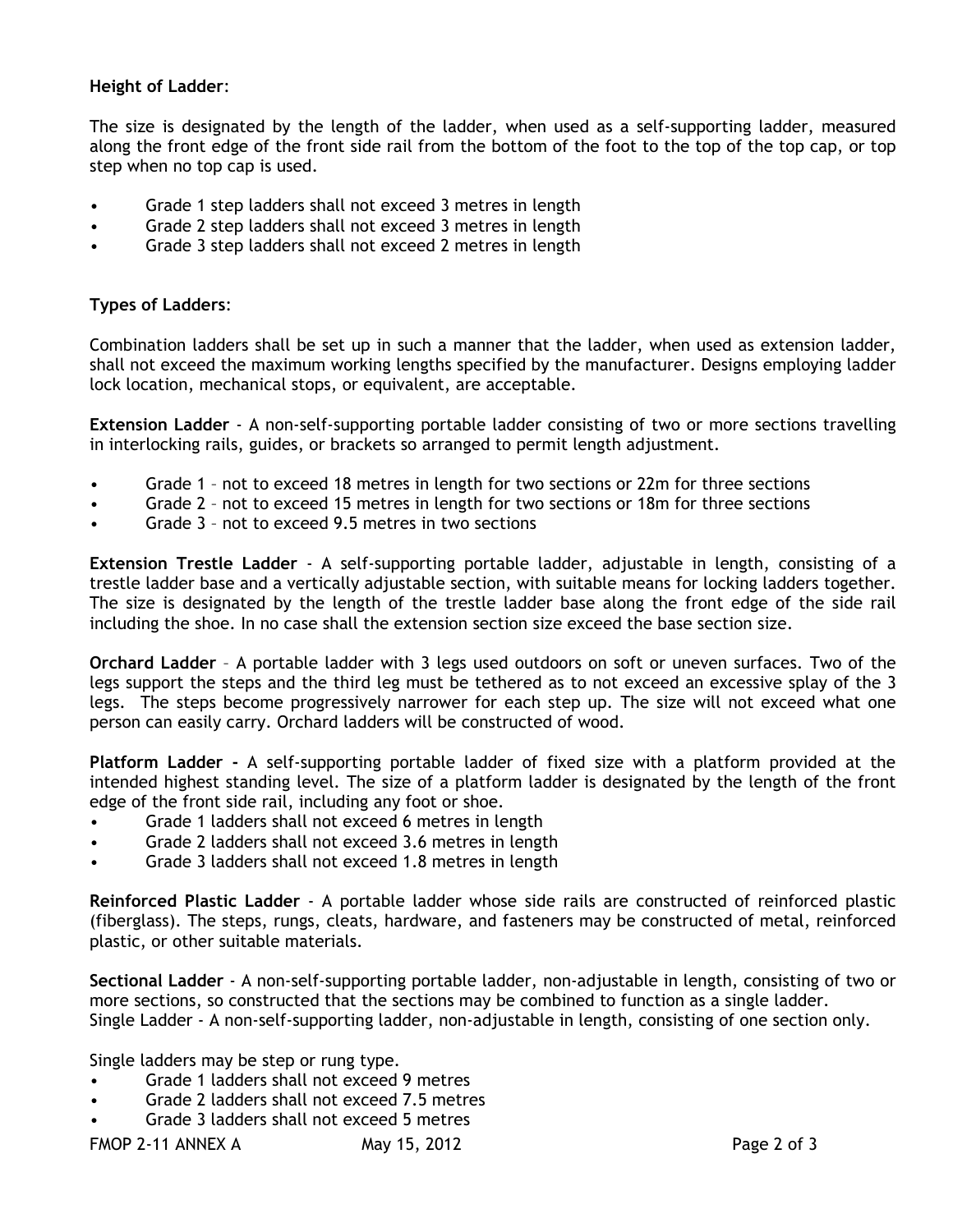**Height of Ladder**:

The size is designated by the length of the ladder, when used as a self-supporting ladder, measured along the front edge of the front side rail from the bottom of the foot to the top of the top cap, or top step when no top cap is used.

- Grade 1 step ladders shall not exceed 3 metres in length
- Grade 2 step ladders shall not exceed 3 metres in length
- Grade 3 step ladders shall not exceed 2 metres in length

**Types of Ladders**:

Combination ladders shall be set up in such a manner that the ladder, when used as extension ladder, shall not exceed the maximum working lengths specified by the manufacturer. Designs employing ladder lock location, mechanical stops, or equivalent, are acceptable.

**Extension Ladder** - A non-self-supporting portable ladder consisting of two or more sections travelling in interlocking rails, guides, or brackets so arranged to permit length adjustment.

- Grade 1 – not to exceed 18 metres in length for two sections or 22m for three sections
- Grade 2 – not to exceed 15 metres in length for two sections or 18m for three sections
- Grade 3 – not to exceed 9.5 metres in two sections

**Extension Trestle Ladder** - A self-supporting portable ladder, adjustable in length, consisting of a trestle ladder base and a vertically adjustable section, with suitable means for locking ladders together. The size is designated by the length of the trestle ladder base along the front edge of the side rail including the shoe. In no case shall the extension section size exceed the base section size.

**Orchard Ladder** – A portable ladder with 3 legs used outdoors on soft or uneven surfaces. Two of the legs support the steps and the third leg must be tethered as to not exceed an excessive splay of the 3 legs. The steps become progressively narrower for each step up. The size will not exceed what one person can easily carry. Orchard ladders will be constructed of wood.

**Platform Ladder -** A self-supporting portable ladder of fixed size with a platform provided at the intended highest standing level. The size of a platform ladder is designated by the length of the front edge of the front side rail, including any foot or shoe.

- Grade 1 ladders shall not exceed 6 metres in length
- Grade 2 ladders shall not exceed 3.6 metres in length
- Grade 3 ladders shall not exceed 1.8 metres in length

**Reinforced Plastic Ladder** - A portable ladder whose side rails are constructed of reinforced plastic (fiberglass). The steps, rungs, cleats, hardware, and fasteners may be constructed of metal, reinforced plastic, or other suitable materials.

**Sectional Ladder** - A non-self-supporting portable ladder, non-adjustable in length, consisting of two or more sections, so constructed that the sections may be combined to function as a single ladder.
Single Ladder - A non-self-supporting ladder, non-adjustable in length, consisting of one section only.

Single ladders may be step or rung type.

- Grade 1 ladders shall not exceed 9 metres
- Grade 2 ladders shall not exceed 7.5 metres
- Grade 3 ladders shall not exceed 5 metres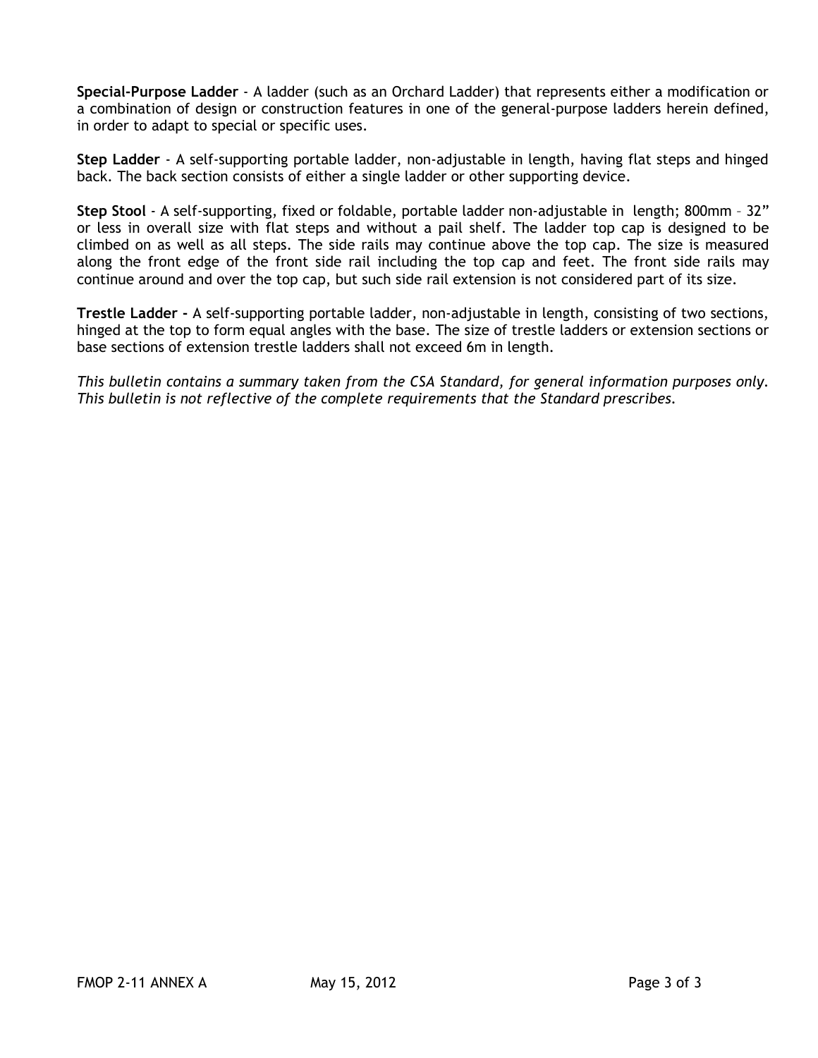**Special-Purpose Ladder** - A ladder (such as an Orchard Ladder) that represents either a modification or a combination of design or construction features in one of the general-purpose ladders herein defined, in order to adapt to special or specific uses.

**Step Ladder** - A self-supporting portable ladder, non-adjustable in length, having flat steps and hinged back. The back section consists of either a single ladder or other supporting device.

**Step Stool** - A self-supporting, fixed or foldable, portable ladder non-adjustable in length; 800mm – 32" or less in overall size with flat steps and without a pail shelf. The ladder top cap is designed to be climbed on as well as all steps. The side rails may continue above the top cap. The size is measured along the front edge of the front side rail including the top cap and feet. The front side rails may continue around and over the top cap, but such side rail extension is not considered part of its size.

**Trestle Ladder -** A self-supporting portable ladder, non-adjustable in length, consisting of two sections, hinged at the top to form equal angles with the base. The size of trestle ladders or extension sections or base sections of extension trestle ladders shall not exceed 6m in length.

*This bulletin contains a summary taken from the CSA Standard, for general information purposes only. This bulletin is not reflective of the complete requirements that the Standard prescribes.*